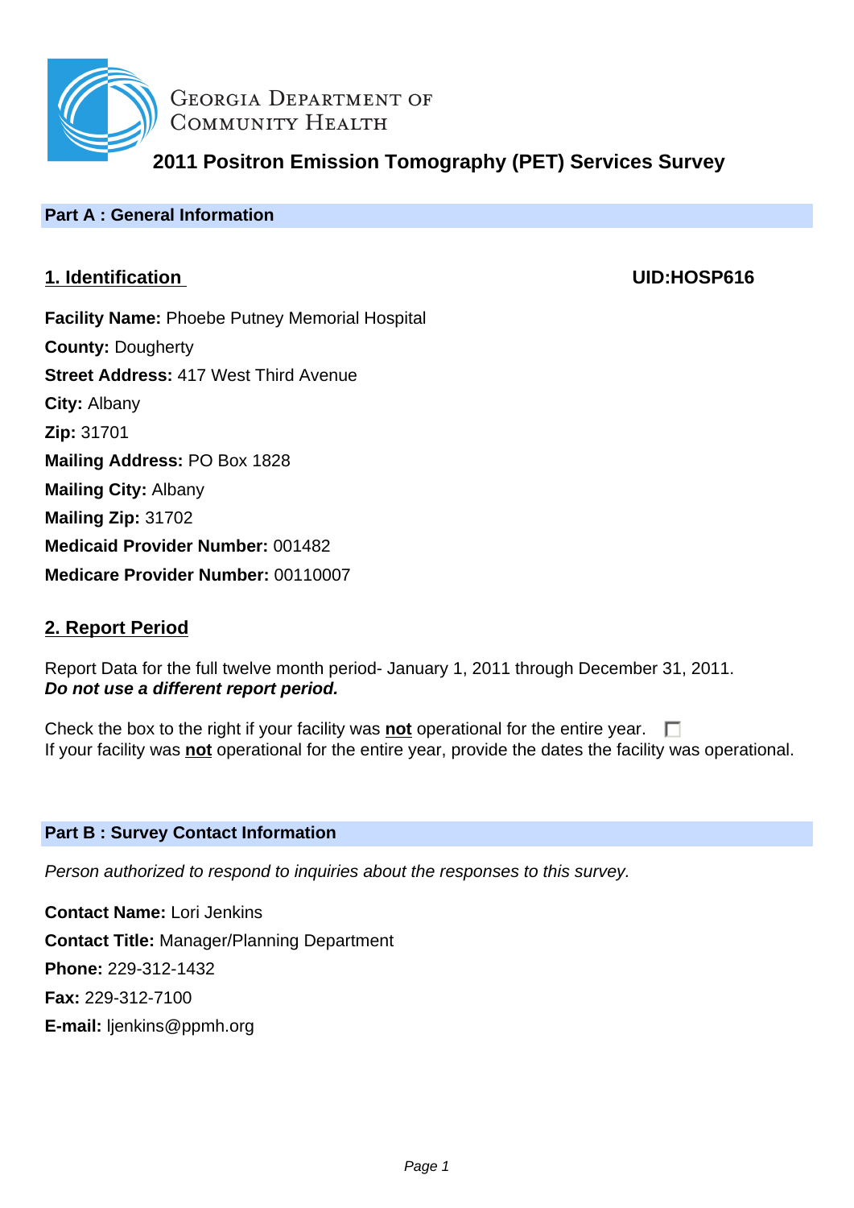Georgia Department of Community Health

# 2011 Positron Emission Tomography (PET) Services Survey

## Part A : General Information

### 1. Identification

**UID:HOSP616**

**Facility Name:** Phoebe Putney Memorial Hospital
**County:** Dougherty
**Street Address:** 417 West Third Avenue
**City:** Albany
**Zip:** 31701
**Mailing Address:** PO Box 1828
**Mailing City:** Albany
**Mailing Zip:** 31702
**Medicaid Provider Number:** 001482
**Medicare Provider Number:** 00110007

### 2. Report Period

Report Data for the full twelve month period- January 1, 2011 through December 31, 2011.
***Do not use a different report period.***

Check the box to the right if your facility was **not** operational for the entire year. ☐
If your facility was **not** operational for the entire year, provide the dates the facility was operational.

## Part B : Survey Contact Information

*Person authorized to respond to inquiries about the responses to this survey.*

**Contact Name:** Lori Jenkins
**Contact Title:** Manager/Planning Department
**Phone:** 229-312-1432
**Fax:** 229-312-7100
**E-mail:** ljenkins@ppmh.org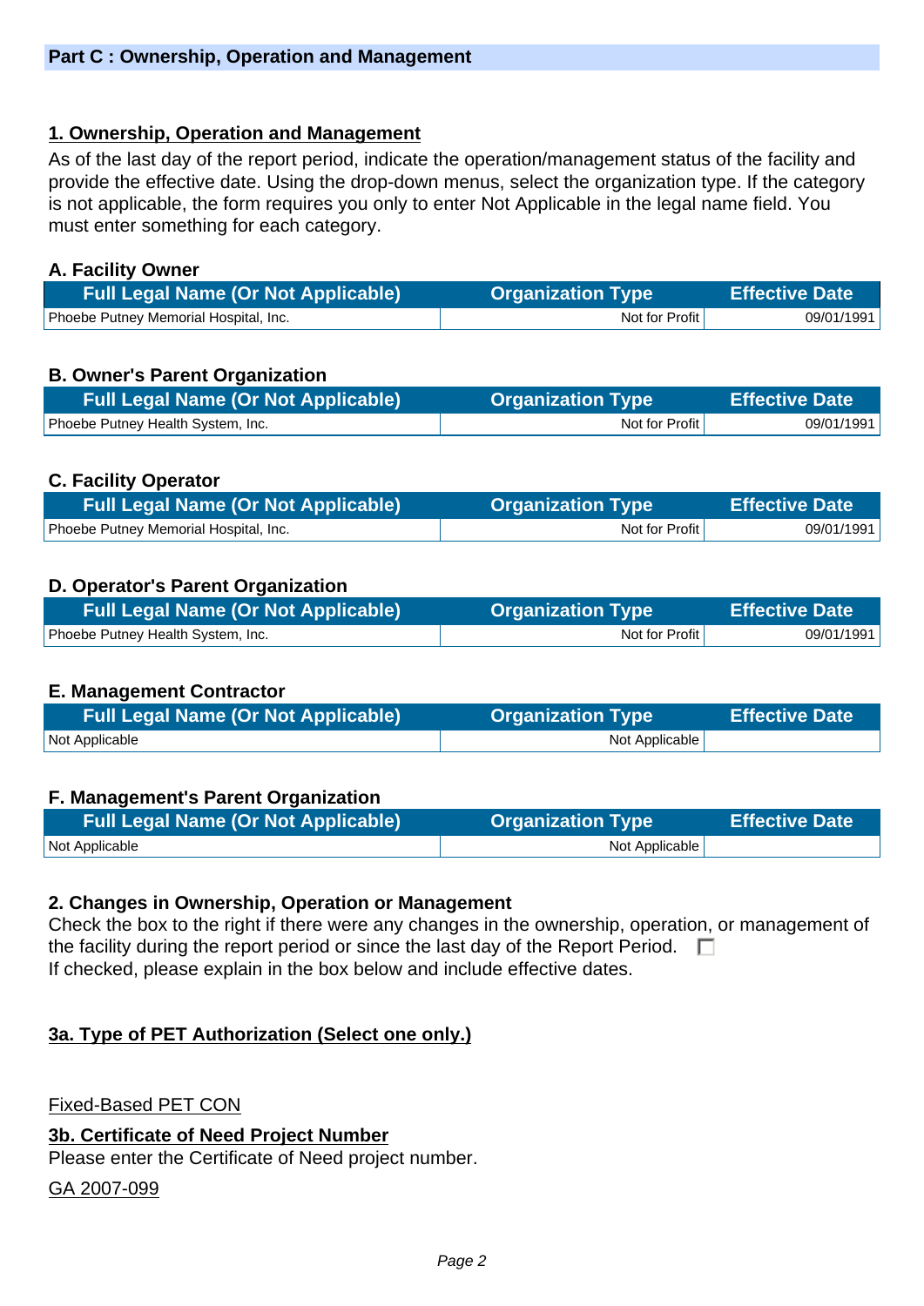## Part C : Ownership, Operation and Management

### 1. Ownership, Operation and Management

As of the last day of the report period, indicate the operation/management status of the facility and provide the effective date. Using the drop-down menus, select the organization type. If the category is not applicable, the form requires you only to enter Not Applicable in the legal name field. You must enter something for each category.

#### A. Facility Owner

| Full Legal Name (Or Not Applicable) | Organization Type | Effective Date |
|---|---|---|
| Phoebe Putney Memorial Hospital, Inc. | Not for Profit | 09/01/1991 |

#### B. Owner's Parent Organization

| Full Legal Name (Or Not Applicable) | Organization Type | Effective Date |
|---|---|---|
| Phoebe Putney Health System, Inc. | Not for Profit | 09/01/1991 |

#### C. Facility Operator

| Full Legal Name (Or Not Applicable) | Organization Type | Effective Date |
|---|---|---|
| Phoebe Putney Memorial Hospital, Inc. | Not for Profit | 09/01/1991 |

#### D. Operator's Parent Organization

| Full Legal Name (Or Not Applicable) | Organization Type | Effective Date |
|---|---|---|
| Phoebe Putney Health System, Inc. | Not for Profit | 09/01/1991 |

#### E. Management Contractor

| Full Legal Name (Or Not Applicable) | Organization Type | Effective Date |
|---|---|---|
| Not Applicable | Not Applicable | |

#### F. Management's Parent Organization

| Full Legal Name (Or Not Applicable) | Organization Type | Effective Date |
|---|---|---|
| Not Applicable | Not Applicable | |

### 2. Changes in Ownership, Operation or Management

Check the box to the right if there were any changes in the ownership, operation, or management of the facility during the report period or since the last day of the Report Period. ☐

If checked, please explain in the box below and include effective dates.

### 3a. Type of PET Authorization (Select one only.)

Fixed-Based PET CON

### 3b. Certificate of Need Project Number

Please enter the Certificate of Need project number.

GA 2007-099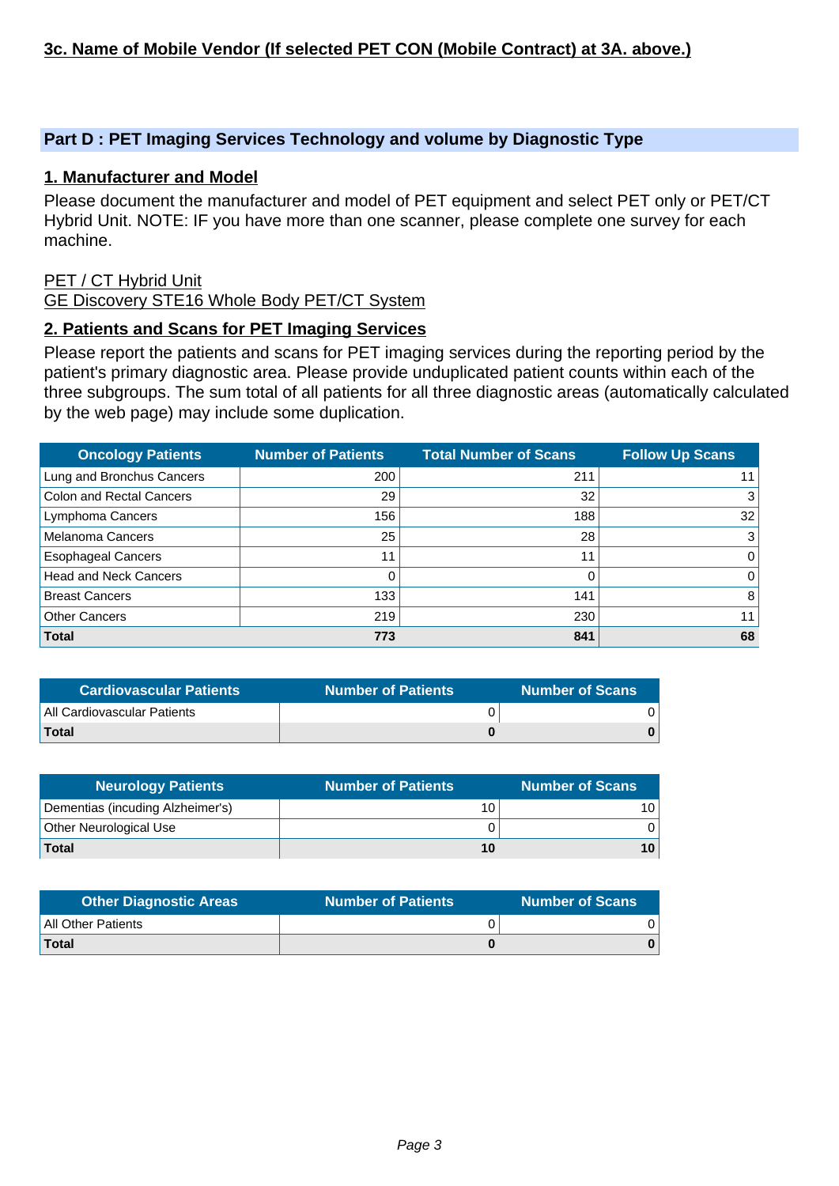**3c. Name of Mobile Vendor (If selected PET CON (Mobile Contract) at 3A. above.)**

## Part D : PET Imaging Services Technology and volume by Diagnostic Type

### 1. Manufacturer and Model

Please document the manufacturer and model of PET equipment and select PET only or PET/CT Hybrid Unit. NOTE: IF you have more than one scanner, please complete one survey for each machine.

PET / CT Hybrid Unit
GE Discovery STE16 Whole Body PET/CT System

### 2. Patients and Scans for PET Imaging Services

Please report the patients and scans for PET imaging services during the reporting period by the patient's primary diagnostic area. Please provide unduplicated patient counts within each of the three subgroups. The sum total of all patients for all three diagnostic areas (automatically calculated by the web page) may include some duplication.

| Oncology Patients | Number of Patients | Total Number of Scans | Follow Up Scans |
|---|---|---|---|
| Lung and Bronchus Cancers | 200 | 211 | 11 |
| Colon and Rectal Cancers | 29 | 32 | 3 |
| Lymphoma Cancers | 156 | 188 | 32 |
| Melanoma Cancers | 25 | 28 | 3 |
| Esophageal Cancers | 11 | 11 | 0 |
| Head and Neck Cancers | 0 | 0 | 0 |
| Breast Cancers | 133 | 141 | 8 |
| Other Cancers | 219 | 230 | 11 |
| **Total** | **773** | **841** | **68** |

| Cardiovascular Patients | Number of Patients | Number of Scans |
|---|---|---|
| All Cardiovascular Patients | 0 | 0 |
| **Total** | **0** | **0** |

| Neurology Patients | Number of Patients | Number of Scans |
|---|---|---|
| Dementias (incuding Alzheimer's) | 10 | 10 |
| Other Neurological Use | 0 | 0 |
| **Total** | **10** | **10** |

| Other Diagnostic Areas | Number of Patients | Number of Scans |
|---|---|---|
| All Other Patients | 0 | 0 |
| **Total** | **0** | **0** |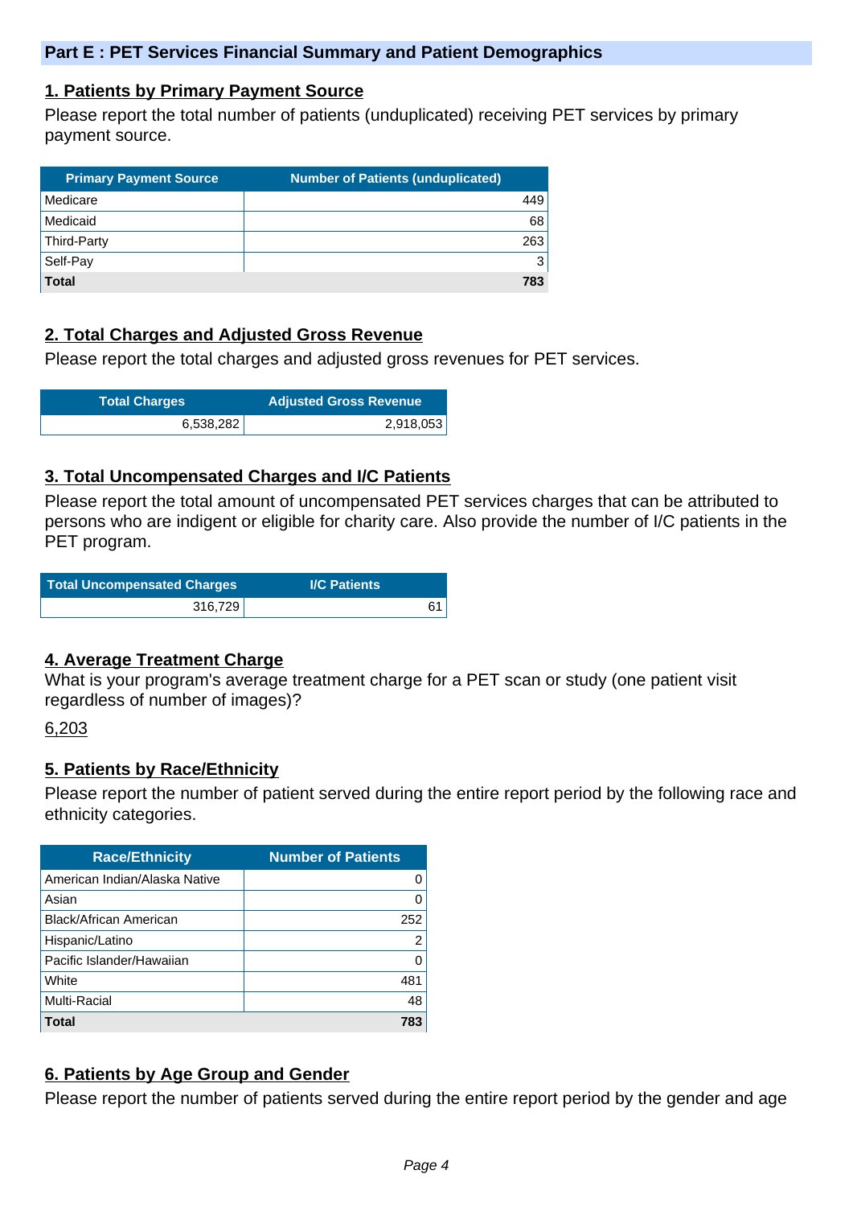## Part E : PET Services Financial Summary and Patient Demographics

### 1. Patients by Primary Payment Source

Please report the total number of patients (unduplicated) receiving PET services by primary payment source.

| Primary Payment Source | Number of Patients (unduplicated) |
|---|---|
| Medicare | 449 |
| Medicaid | 68 |
| Third-Party | 263 |
| Self-Pay | 3 |
| **Total** | **783** |

### 2. Total Charges and Adjusted Gross Revenue

Please report the total charges and adjusted gross revenues for PET services.

| Total Charges | Adjusted Gross Revenue |
|---|---|
| 6,538,282 | 2,918,053 |

### 3. Total Uncompensated Charges and I/C Patients

Please report the total amount of uncompensated PET services charges that can be attributed to persons who are indigent or eligible for charity care. Also provide the number of I/C patients in the PET program.

| Total Uncompensated Charges | I/C Patients |
|---|---|
| 316,729 | 61 |

### 4. Average Treatment Charge

What is your program's average treatment charge for a PET scan or study (one patient visit regardless of number of images)?

6,203

### 5. Patients by Race/Ethnicity

Please report the number of patient served during the entire report period by the following race and ethnicity categories.

| Race/Ethnicity | Number of Patients |
|---|---|
| American Indian/Alaska Native | 0 |
| Asian | 0 |
| Black/African American | 252 |
| Hispanic/Latino | 2 |
| Pacific Islander/Hawaiian | 0 |
| White | 481 |
| Multi-Racial | 48 |
| **Total** | **783** |

### 6. Patients by Age Group and Gender

Please report the number of patients served during the entire report period by the gender and age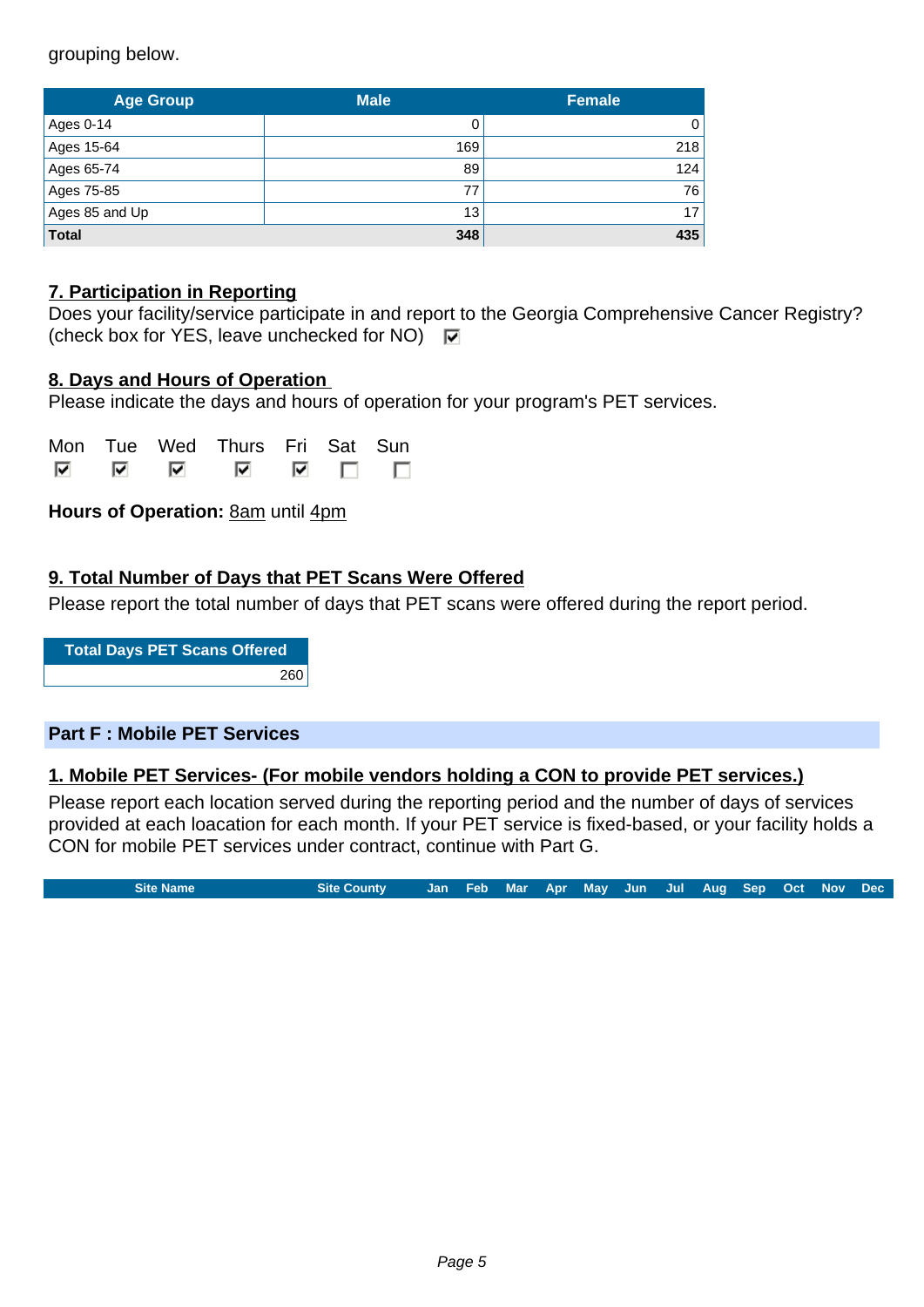grouping below.

| Age Group | Male | Female |
| --- | --- | --- |
| Ages 0-14 | 0 | 0 |
| Ages 15-64 | 169 | 218 |
| Ages 65-74 | 89 | 124 |
| Ages 75-85 | 77 | 76 |
| Ages 85 and Up | 13 | 17 |
| **Total** | **348** | **435** |

## 7. Participation in Reporting

Does your facility/service participate in and report to the Georgia Comprehensive Cancer Registry? (check box for YES, leave unchecked for NO) ☑

## 8. Days and Hours of Operation

Please indicate the days and hours of operation for your program's PET services.

| Mon | Tue | Wed | Thurs | Fri | Sat | Sun |
| --- | --- | --- | --- | --- | --- | --- |
| ☑ | ☑ | ☑ | ☑ | ☑ | ☐ | ☐ |

**Hours of Operation:** 8am until 4pm

## 9. Total Number of Days that PET Scans Were Offered

Please report the total number of days that PET scans were offered during the report period.

| Total Days PET Scans Offered |
| --- |
| 260 |

# Part F : Mobile PET Services

## 1. Mobile PET Services- (For mobile vendors holding a CON to provide PET services.)

Please report each location served during the reporting period and the number of days of services provided at each loacation for each month. If your PET service is fixed-based, or your facility holds a CON for mobile PET services under contract, continue with Part G.

| Site Name | Site County | Jan | Feb | Mar | Apr | May | Jun | Jul | Aug | Sep | Oct | Nov | Dec |
| --- | --- | --- | --- | --- | --- | --- | --- | --- | --- | --- | --- | --- | --- |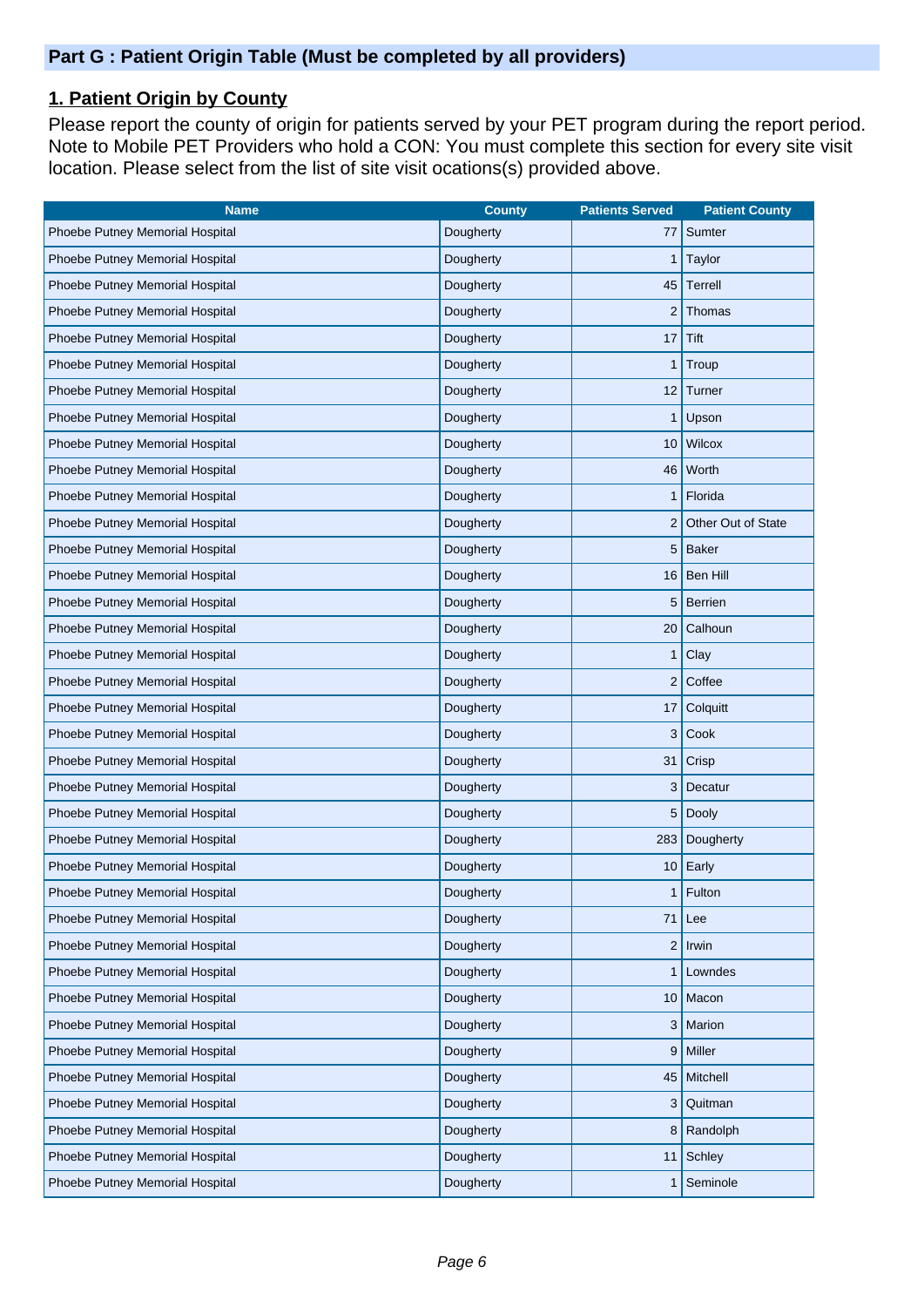## Part G : Patient Origin Table (Must be completed by all providers)

### 1. Patient Origin by County

Please report the county of origin for patients served by your PET program during the report period. Note to Mobile PET Providers who hold a CON: You must complete this section for every site visit location. Please select from the list of site visit ocations(s) provided above.

| Name | County | Patients Served | Patient County |
|---|---|---|---|
| Phoebe Putney Memorial Hospital | Dougherty | 77 | Sumter |
| Phoebe Putney Memorial Hospital | Dougherty | 1 | Taylor |
| Phoebe Putney Memorial Hospital | Dougherty | 45 | Terrell |
| Phoebe Putney Memorial Hospital | Dougherty | 2 | Thomas |
| Phoebe Putney Memorial Hospital | Dougherty | 17 | Tift |
| Phoebe Putney Memorial Hospital | Dougherty | 1 | Troup |
| Phoebe Putney Memorial Hospital | Dougherty | 12 | Turner |
| Phoebe Putney Memorial Hospital | Dougherty | 1 | Upson |
| Phoebe Putney Memorial Hospital | Dougherty | 10 | Wilcox |
| Phoebe Putney Memorial Hospital | Dougherty | 46 | Worth |
| Phoebe Putney Memorial Hospital | Dougherty | 1 | Florida |
| Phoebe Putney Memorial Hospital | Dougherty | 2 | Other Out of State |
| Phoebe Putney Memorial Hospital | Dougherty | 5 | Baker |
| Phoebe Putney Memorial Hospital | Dougherty | 16 | Ben Hill |
| Phoebe Putney Memorial Hospital | Dougherty | 5 | Berrien |
| Phoebe Putney Memorial Hospital | Dougherty | 20 | Calhoun |
| Phoebe Putney Memorial Hospital | Dougherty | 1 | Clay |
| Phoebe Putney Memorial Hospital | Dougherty | 2 | Coffee |
| Phoebe Putney Memorial Hospital | Dougherty | 17 | Colquitt |
| Phoebe Putney Memorial Hospital | Dougherty | 3 | Cook |
| Phoebe Putney Memorial Hospital | Dougherty | 31 | Crisp |
| Phoebe Putney Memorial Hospital | Dougherty | 3 | Decatur |
| Phoebe Putney Memorial Hospital | Dougherty | 5 | Dooly |
| Phoebe Putney Memorial Hospital | Dougherty | 283 | Dougherty |
| Phoebe Putney Memorial Hospital | Dougherty | 10 | Early |
| Phoebe Putney Memorial Hospital | Dougherty | 1 | Fulton |
| Phoebe Putney Memorial Hospital | Dougherty | 71 | Lee |
| Phoebe Putney Memorial Hospital | Dougherty | 2 | Irwin |
| Phoebe Putney Memorial Hospital | Dougherty | 1 | Lowndes |
| Phoebe Putney Memorial Hospital | Dougherty | 10 | Macon |
| Phoebe Putney Memorial Hospital | Dougherty | 3 | Marion |
| Phoebe Putney Memorial Hospital | Dougherty | 9 | Miller |
| Phoebe Putney Memorial Hospital | Dougherty | 45 | Mitchell |
| Phoebe Putney Memorial Hospital | Dougherty | 3 | Quitman |
| Phoebe Putney Memorial Hospital | Dougherty | 8 | Randolph |
| Phoebe Putney Memorial Hospital | Dougherty | 11 | Schley |
| Phoebe Putney Memorial Hospital | Dougherty | 1 | Seminole |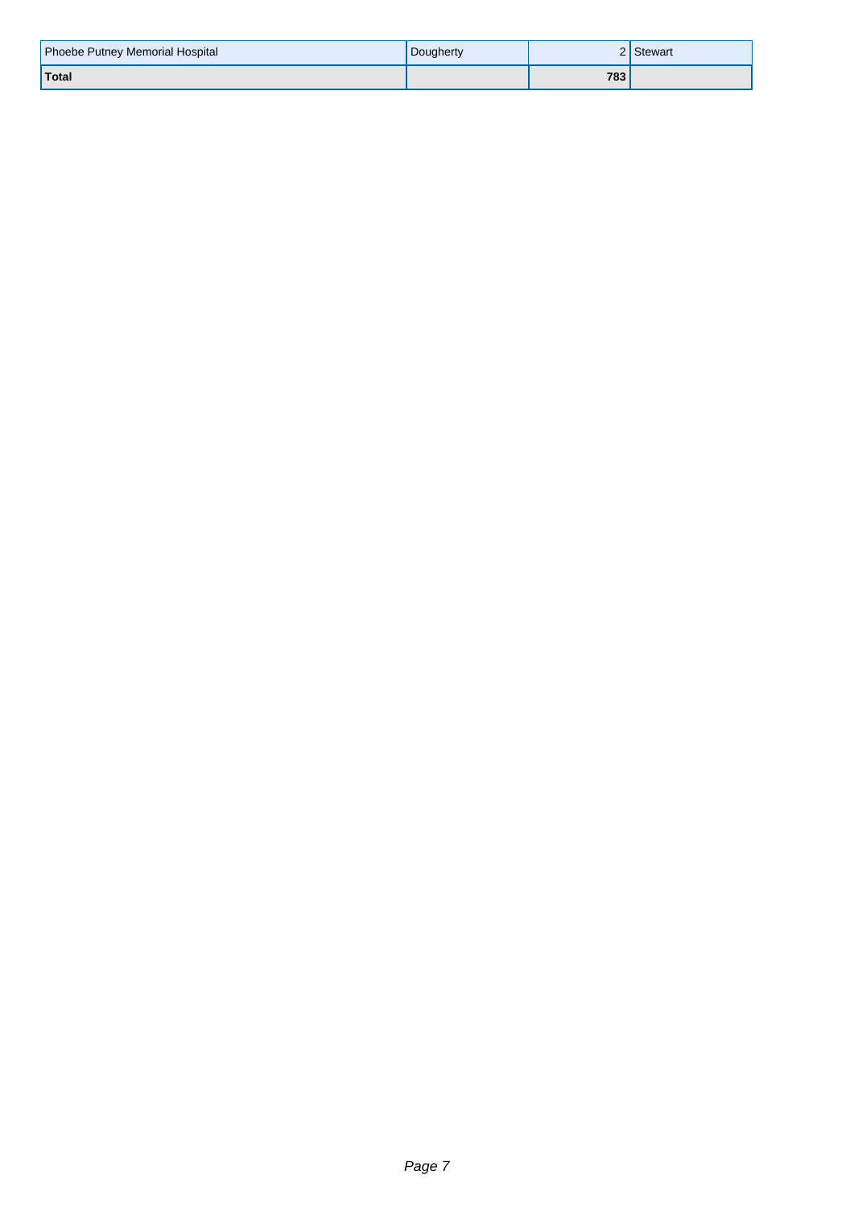| | | | |
|---|---|---|---|
| Phoebe Putney Memorial Hospital | Dougherty | 2 | Stewart |
| **Total** | | **783** | |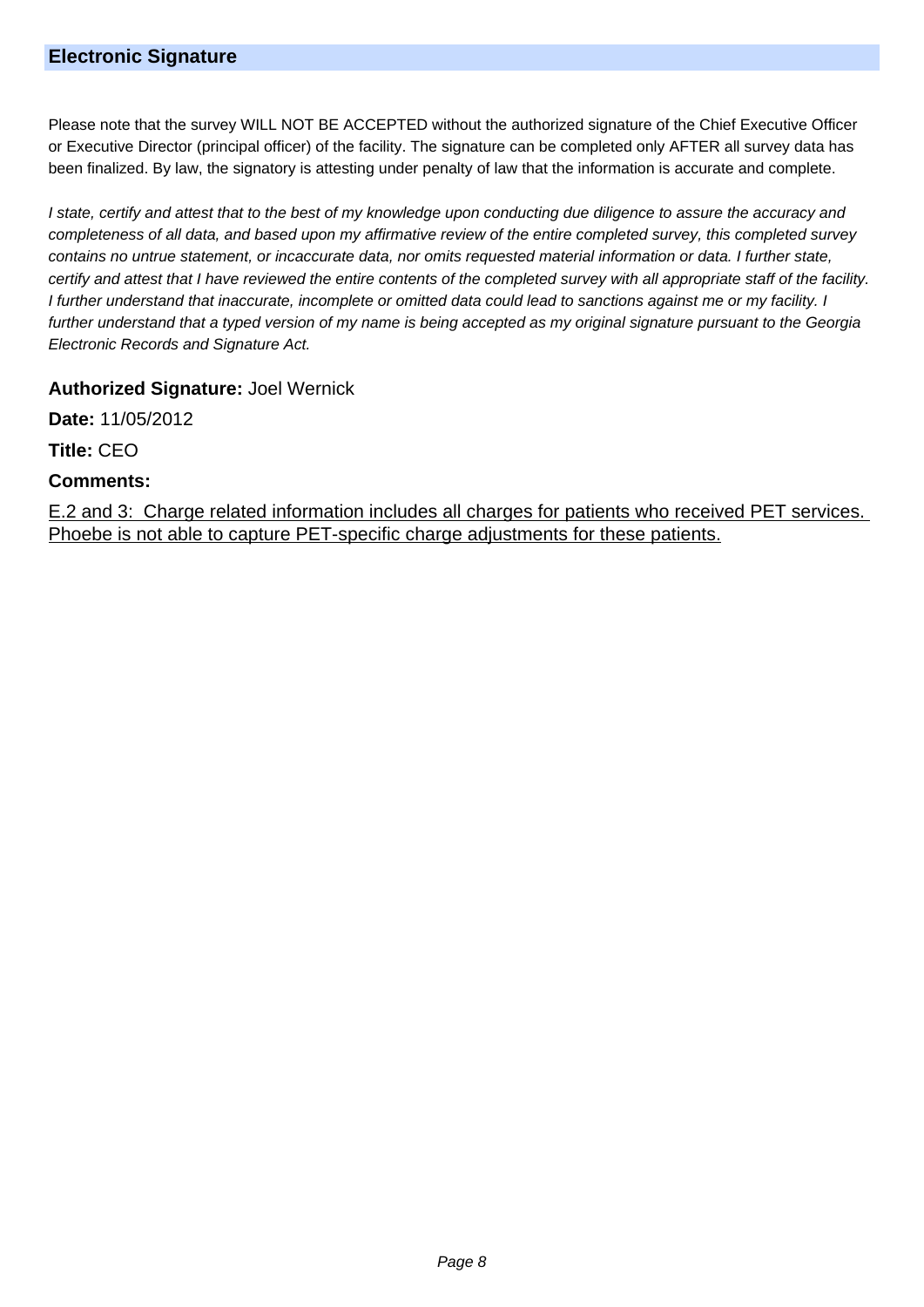## Electronic Signature

Please note that the survey WILL NOT BE ACCEPTED without the authorized signature of the Chief Executive Officer or Executive Director (principal officer) of the facility. The signature can be completed only AFTER all survey data has been finalized. By law, the signatory is attesting under penalty of law that the information is accurate and complete.

*I state, certify and attest that to the best of my knowledge upon conducting due diligence to assure the accuracy and completeness of all data, and based upon my affirmative review of the entire completed survey, this completed survey contains no untrue statement, or incaccurate data, nor omits requested material information or data. I further state, certify and attest that I have reviewed the entire contents of the completed survey with all appropriate staff of the facility. I further understand that inaccurate, incomplete or omitted data could lead to sanctions against me or my facility. I further understand that a typed version of my name is being accepted as my original signature pursuant to the Georgia Electronic Records and Signature Act.*

**Authorized Signature:** Joel Wernick

**Date:** 11/05/2012

**Title:** CEO

**Comments:**

E.2 and 3: Charge related information includes all charges for patients who received PET services. Phoebe is not able to capture PET-specific charge adjustments for these patients.